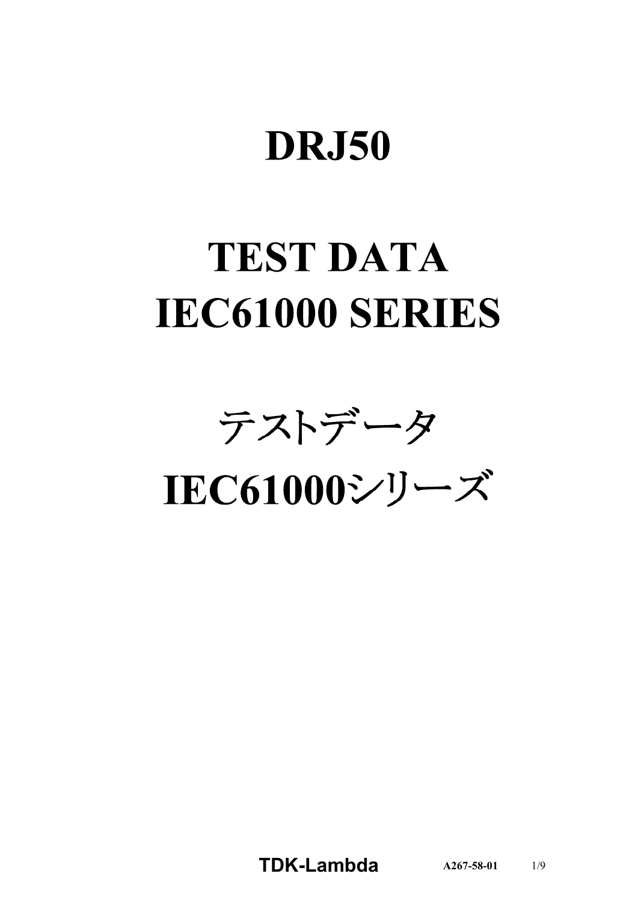# DRJ50

# TEST DATA
# IEC61000 SERIES

# テストデータ
# IEC61000シリーズ

**TDK-Lambda** **A267-58-01**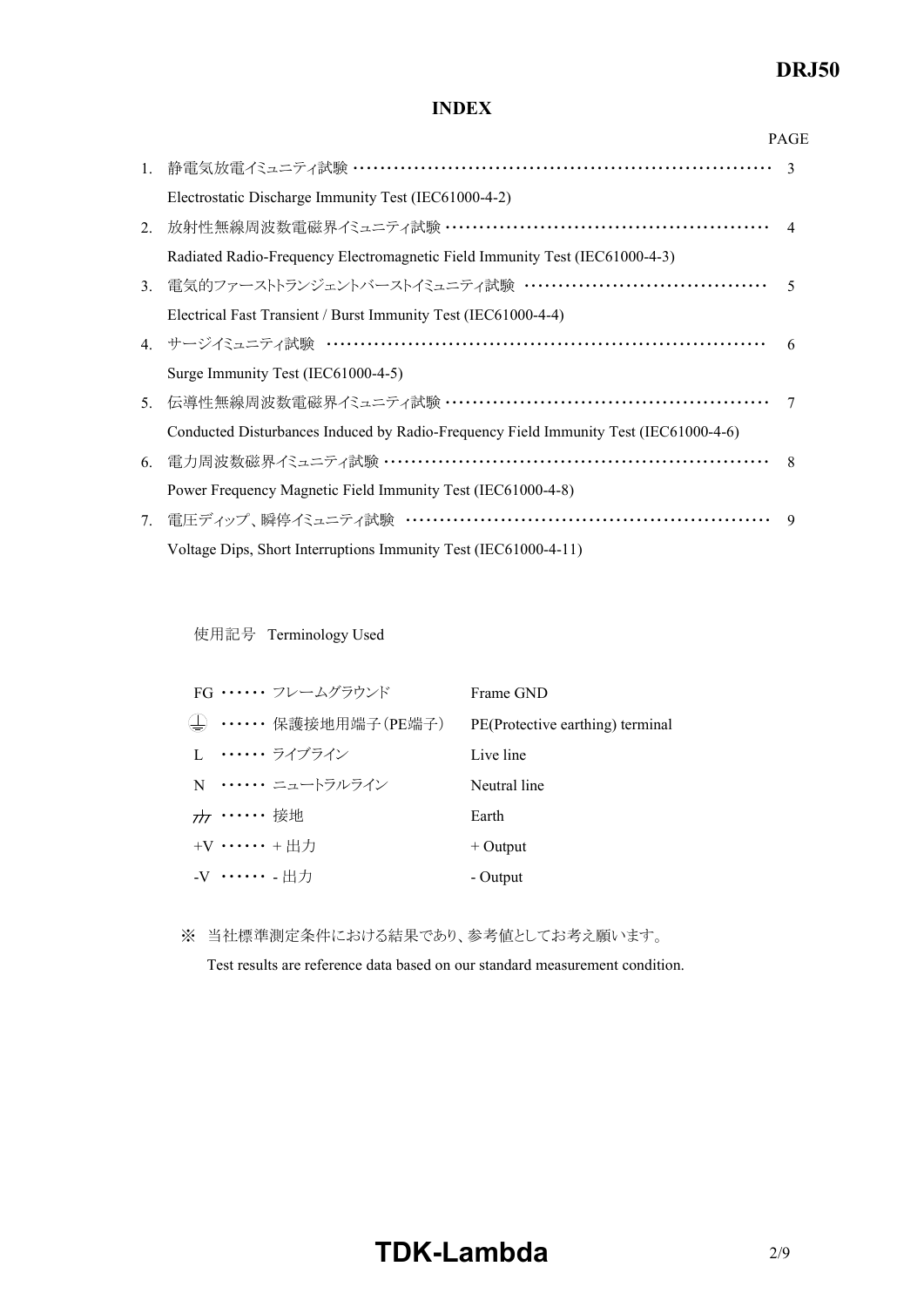## INDEX

| | | PAGE |
|---|---|---|
| 1. | 静電気放電イミュニティ試験<br>Electrostatic Discharge Immunity Test (IEC61000-4-2) | 3 |
| 2. | 放射性無線周波数電磁界イミュニティ試験<br>Radiated Radio-Frequency Electromagnetic Field Immunity Test (IEC61000-4-3) | 4 |
| 3. | 電気的ファーストトランジェントバーストイミュニティ試験<br>Electrical Fast Transient / Burst Immunity Test (IEC61000-4-4) | 5 |
| 4. | サージイミュニティ試験<br>Surge Immunity Test (IEC61000-4-5) | 6 |
| 5. | 伝導性無線周波数電磁界イミュニティ試験<br>Conducted Disturbances Induced by Radio-Frequency Field Immunity Test (IEC61000-4-6) | 7 |
| 6. | 電力周波数磁界イミュニティ試験<br>Power Frequency Magnetic Field Immunity Test (IEC61000-4-8) | 8 |
| 7. | 電圧ディップ、瞬停イミュニティ試験<br>Voltage Dips, Short Interruptions Immunity Test (IEC61000-4-11) | 9 |

使用記号 Terminology Used

| Symbol | 日本語 | English |
|---|---|---|
| FG | フレームグラウンド | Frame GND |
| ⏚ | 保護接地用端子（PE端子） | PE(Protective earthing) terminal |
| L | ライブライン | Live line |
| N | ニュートラルライン | Neutral line |
| ⏚ | 接地 | Earth |
| +V | ＋出力 | + Output |
| -V | - 出力 | - Output |

※ 当社標準測定条件における結果であり、参考値としてお考え願います。

Test results are reference data based on our standard measurement condition.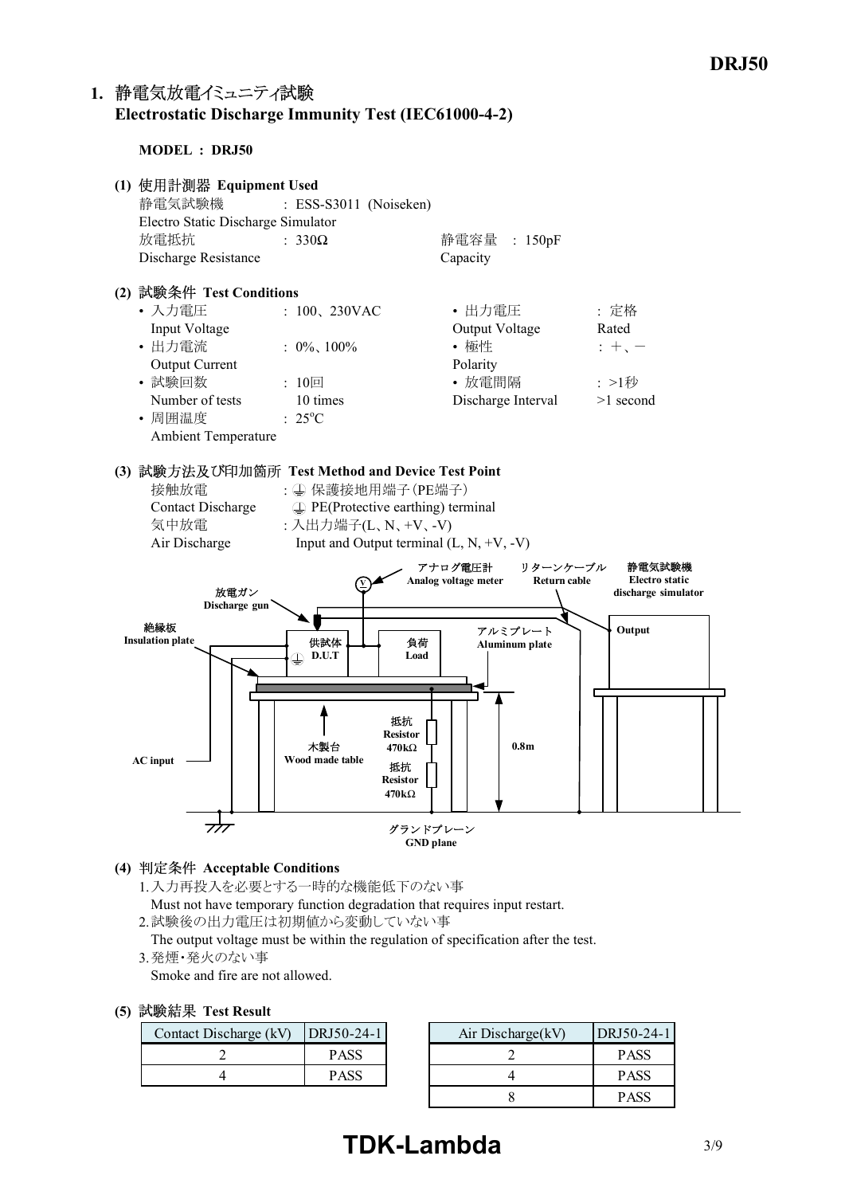## 1. 静電気放電イミュニティ試験 Electrostatic Discharge Immunity Test (IEC61000-4-2)

**MODEL : DRJ50**

### (1) 使用計測器 Equipment Used

静電気試験機 Electro Static Discharge Simulator : ESS-S3011 (Noiseken)

放電抵抗 Discharge Resistance : 330Ω　　静電容量 Capacity : 150pF

### (2) 試験条件 Test Conditions

- 入力電圧 Input Voltage : 100、230VAC
- 出力電圧 Output Voltage : 定格 Rated
- 出力電流 Output Current : 0%、100%
- 極性 Polarity : ＋、－
- 試験回数 Number of tests : 10回 10 times
- 放電間隔 Discharge Interval : >1秒 >1 second
- 周囲温度 Ambient Temperature : 25°C

### (3) 試験方法及び印加箇所 Test Method and Device Test Point

接触放電 Contact Discharge : ⏚ 保護接地用端子（PE端子） ⏚ PE(Protective earthing) terminal

気中放電 Air Discharge : 入出力端子(L、N、+V、-V) Input and Output terminal (L, N, +V, -V)

アナログ電圧計 Analog voltage meter　リターンケーブル Return cable　静電気試験機 Electro static discharge simulator　放電ガン Discharge gun　Output　絶縁板 Insulation plate　供試体 D.U.T　負荷 Load　アルミプレート Aluminum plate　木製台 Wood made table　抵抗 Resistor 470kΩ　抵抗 Resistor 470kΩ　0.8m　AC input　グランドプレーン GND plane

### (4) 判定条件 Acceptable Conditions

1. 入力再投入を必要とする一時的な機能低下のない事
   Must not have temporary function degradation that requires input restart.
2. 試験後の出力電圧は初期値から変動していない事
   The output voltage must be within the regulation of specification after the test.
3. 発煙・発火のない事
   Smoke and fire are not allowed.

### (5) 試験結果 Test Result

| Contact Discharge (kV) | DRJ50-24-1 |
|---|---|
| 2 | PASS |
| 4 | PASS |

| Air Discharge(kV) | DRJ50-24-1 |
|---|---|
| 2 | PASS |
| 4 | PASS |
| 8 | PASS |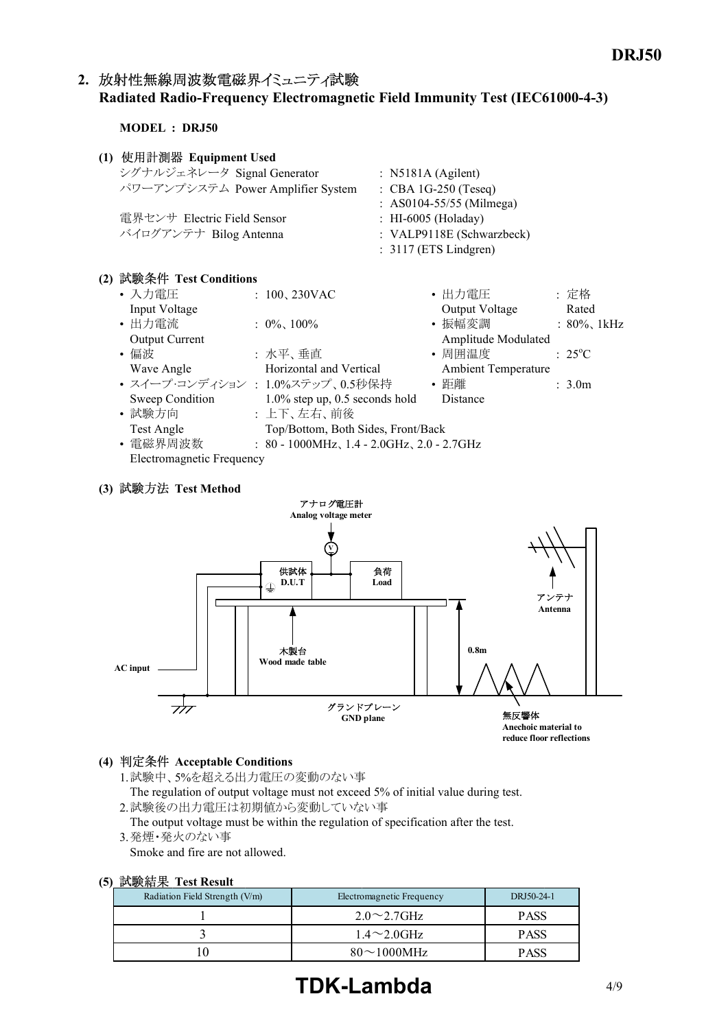## 2. 放射性無線周波数電磁界イミュニティ試験 Radiated Radio-Frequency Electromagnetic Field Immunity Test (IEC61000-4-3)

**MODEL : DRJ50**

**(1) 使用計測器 Equipment Used**

| | |
|---|---|
| シグナルジェネレータ Signal Generator | : N5181A (Agilent) |
| パワーアンプシステム Power Amplifier System | : CBA 1G-250 (Teseq) |
| | : AS0104-55/55 (Milmega) |
| 電界センサ Electric Field Sensor | : HI-6005 (Holaday) |
| バイログアンテナ Bilog Antenna | : VALP9118E (Schwarzbeck) |
| | : 3117 (ETS Lindgren) |

**(2) 試験条件 Test Conditions**

- 入力電圧 Input Voltage : 100、230VAC
- 出力電圧 Output Voltage : 定格 Rated
- 出力電流 Output Current : 0%、100%
- 振幅変調 Amplitude Modulated : 80%、1kHz
- 偏波 Wave Angle : 水平、垂直 Horizontal and Vertical
- 周囲温度 Ambient Temperature : 25°C
- スイープ·コンディション Sweep Condition : 1.0%ステップ、0.5秒保持 1.0% step up, 0.5 seconds hold
- 距離 Distance : 3.0m
- 試験方向 Test Angle : 上下、左右、前後 Top/Bottom, Both Sides, Front/Back
- 電磁界周波数 Electromagnetic Frequency : 80 - 1000MHz、1.4 - 2.0GHz、2.0 - 2.7GHz

**(3) 試験方法 Test Method**

アナログ電圧計 Analog voltage meter
供試体 D.U.T
負荷 Load
アンテナ Antenna
木製台 Wood made table
0.8m
AC input
グランドプレーン GND plane
無反響体 Anechoic material to reduce floor reflections

**(4) 判定条件 Acceptable Conditions**

1. 試験中、5%を超える出力電圧の変動のない事
   The regulation of output voltage must not exceed 5% of initial value during test.
2. 試験後の出力電圧は初期値から変動していない事
   The output voltage must be within the regulation of specification after the test.
3. 発煙·発火のない事
   Smoke and fire are not allowed.

**(5) 試験結果 Test Result**

| Radiation Field Strength (V/m) | Electromagnetic Frequency | DRJ50-24-1 |
|---|---|---|
| 1 | 2.0～2.7GHz | PASS |
| 3 | 1.4～2.0GHz | PASS |
| 10 | 80～1000MHz | PASS |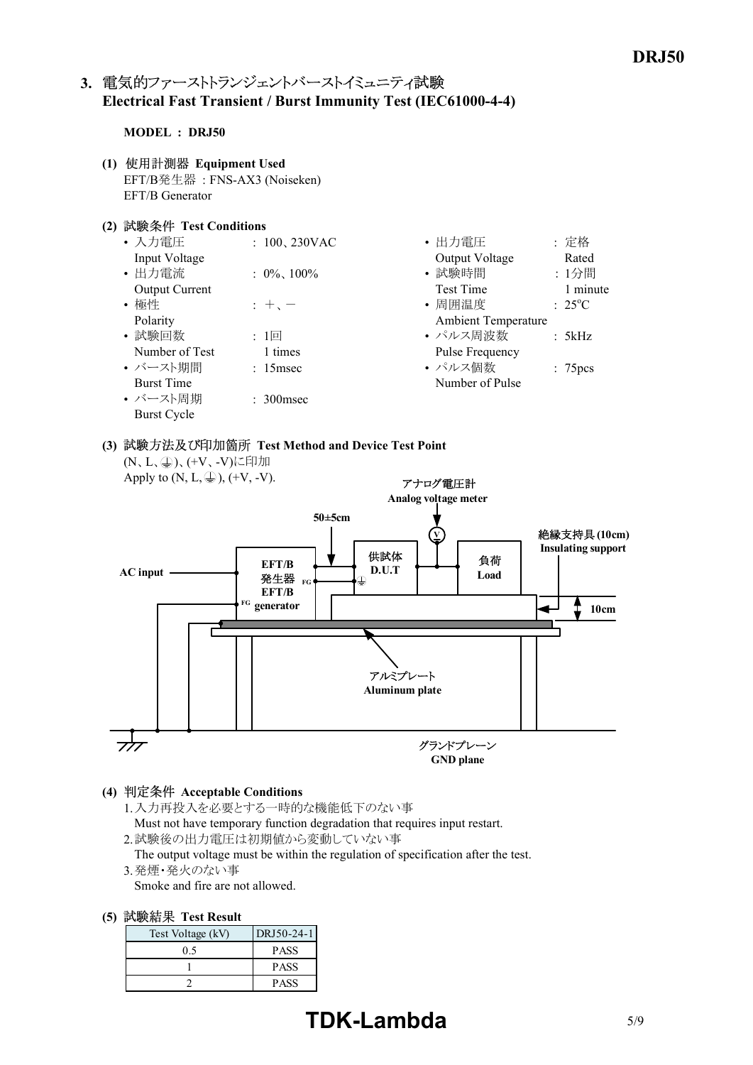## 3. 電気的ファーストトランジェントバーストイミュニティ試験 Electrical Fast Transient / Burst Immunity Test (IEC61000-4-4)

**MODEL : DRJ50**

**(1) 使用計測器 Equipment Used**

EFT/B発生器 : FNS-AX3 (Noiseken)
EFT/B Generator

**(2) 試験条件 Test Conditions**

- 入力電圧 Input Voltage : 100、230VAC
- 出力電流 Output Current : 0%、100%
- 極性 Polarity : ＋、－
- 試験回数 Number of Test : 1回 1 times
- バースト期間 Burst Time : 15msec
- バースト周期 Burst Cycle : 300msec
- 出力電圧 Output Voltage : 定格 Rated
- 試験時間 Test Time : 1分間 1 minute
- 周囲温度 Ambient Temperature : 25°C
- パルス周波数 Pulse Frequency : 5kHz
- パルス個数 Number of Pulse : 75pcs

**(3) 試験方法及び印加箇所 Test Method and Device Test Point**

(N、L、⏚)、(+V、-V)に印加
Apply to (N, L, ⏚), (+V, -V).

AC input / EFT/B 発生器 EFT/B generator / FG / 50±5cm / 供試体 D.U.T / アナログ電圧計 Analog voltage meter / 負荷 Load / 絶縁支持具 (10cm) Insulating support / 10cm / アルミプレート Aluminum plate / グランドプレーン GND plane

**(4) 判定条件 Acceptable Conditions**

1. 入力再投入を必要とする一時的な機能低下のない事
   Must not have temporary function degradation that requires input restart.
2. 試験後の出力電圧は初期値から変動していない事
   The output voltage must be within the regulation of specification after the test.
3. 発煙・発火のない事
   Smoke and fire are not allowed.

**(5) 試験結果 Test Result**

| Test Voltage (kV) | DRJ50-24-1 |
|---|---|
| 0.5 | PASS |
| 1 | PASS |
| 2 | PASS |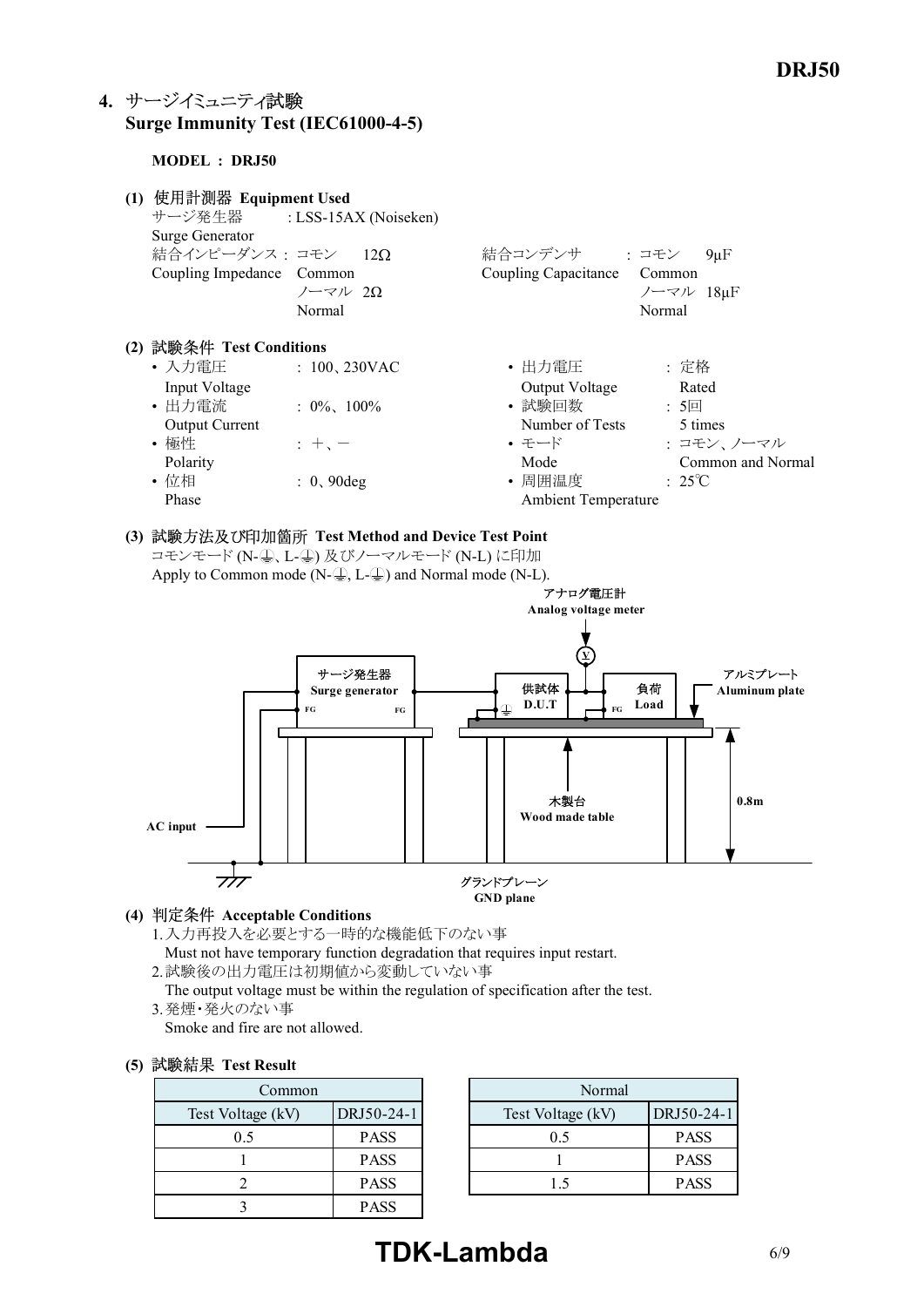## 4. サージイミュニティ試験 Surge Immunity Test (IEC61000-4-5)

**MODEL : DRJ50**

**(1) 使用計測器 Equipment Used**

サージ発生器 Surge Generator : LSS-15AX (Noiseken)

結合インピーダンス Coupling Impedance : コモン Common 12Ω、ノーマル Normal 2Ω

結合コンデンサ Coupling Capacitance : コモン Common 9μF、ノーマル Normal 18μF

**(2) 試験条件 Test Conditions**

- 入力電圧 Input Voltage : 100、230VAC
- 出力電流 Output Current : 0%、100%
- 極性 Polarity : ＋、－
- 位相 Phase : 0、90deg
- 出力電圧 Output Voltage : 定格 Rated
- 試験回数 Number of Tests : 5回 5 times
- モード Mode : コモン、ノーマル Common and Normal
- 周囲温度 Ambient Temperature : 25℃

**(3) 試験方法及び印加箇所 Test Method and Device Test Point**

コモンモード (N-⏚、L-⏚) 及びノーマルモード (N-L) に印加

Apply to Common mode (N-⏚, L-⏚) and Normal mode (N-L).

アナログ電圧計 Analog voltage meter
サージ発生器 Surge generator
供試体 D.U.T
負荷 Load
アルミプレート Aluminum plate
木製台 Wood made table
0.8m
AC input
グランドプレーン GND plane

**(4) 判定条件 Acceptable Conditions**

1. 入力再投入を必要とする一時的な機能低下のない事
   Must not have temporary function degradation that requires input restart.
2. 試験後の出力電圧は初期値から変動していない事
   The output voltage must be within the regulation of specification after the test.
3. 発煙・発火のない事
   Smoke and fire are not allowed.

**(5) 試験結果 Test Result**

| Common | |
|---|---|
| Test Voltage (kV) | DRJ50-24-1 |
| 0.5 | PASS |
| 1 | PASS |
| 2 | PASS |
| 3 | PASS |

| Normal | |
|---|---|
| Test Voltage (kV) | DRJ50-24-1 |
| 0.5 | PASS |
| 1 | PASS |
| 1.5 | PASS |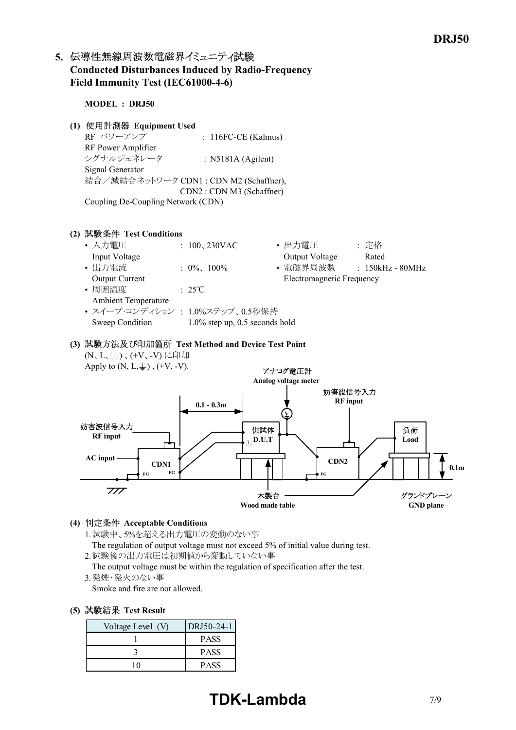## 5. 伝導性無線周波数電磁界イミュニティ試験 Conducted Disturbances Induced by Radio-Frequency Field Immunity Test (IEC61000-4-6)

**MODEL : DRJ50**

**(1) 使用計測器 Equipment Used**

RF パワーアンプ RF Power Amplifier : 116FC-CE (Kalmus)

シグナルジェネレータ Signal Generator : N5181A (Agilent)

結合／減結合ネットワーク Coupling De-Coupling Network (CDN) CDN1 : CDN M2 (Schaffner), CDN2 : CDN M3 (Schaffner)

**(2) 試験条件 Test Conditions**

- 入力電圧 Input Voltage : 100、230VAC
- 出力電圧 Output Voltage : 定格 Rated
- 出力電流 Output Current : 0%、100%
- 電磁界周波数 Electromagnetic Frequency : 150kHz - 80MHz
- 周囲温度 Ambient Temperature : 25℃
- スイープ･コンディション Sweep Condition : 1.0%ステップ、0.5秒保持 1.0% step up, 0.5 seconds hold

**(3) 試験方法及び印加箇所 Test Method and Device Test Point**

(N、L、⏚)、(+V、-V) に印加
Apply to (N, L,⏚) , (+V, -V).

アナログ電圧計 Analog voltage meter
妨害波信号入力 RF input
0.1 - 0.3m
妨害波信号入力 RF input
供試体 D.U.T
負荷 Load
AC input
CDN1
CDN2
FG
0.1m
木製台 Wood made table
グランドプレーン GND plane

**(4) 判定条件 Acceptable Conditions**

1. 試験中、5%を超える出力電圧の変動のない事
   The regulation of output voltage must not exceed 5% of initial value during test.
2. 試験後の出力電圧は初期値から変動していない事
   The output voltage must be within the regulation of specification after the test.
3. 発煙･発火のない事
   Smoke and fire are not allowed.

**(5) 試験結果 Test Result**

| Voltage Level (V) | DRJ50-24-1 |
|---|---|
| 1 | PASS |
| 3 | PASS |
| 10 | PASS |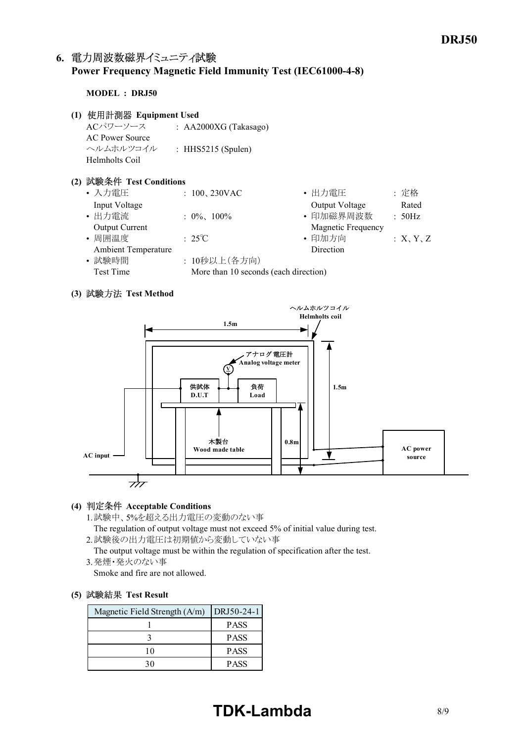## 6. 電力周波数磁界イミュニティ試験 Power Frequency Magnetic Field Immunity Test (IEC61000-4-8)

**MODEL : DRJ50**

**(1) 使用計測器 Equipment Used**

ACパワーソース AC Power Source : AA2000XG (Takasago)

ヘルムホルツコイル Helmholts Coil : HHS5215 (Spulen)

**(2) 試験条件 Test Conditions**

- 入力電圧 Input Voltage : 100、230VAC
- 出力電流 Output Current : 0%、100%
- 周囲温度 Ambient Temperature : 25℃
- 試験時間 Test Time : 10秒以上（各方向） More than 10 seconds (each direction)
- 出力電圧 Output Voltage : 定格 Rated
- 印加磁界周波数 Magnetic Frequency : 50Hz
- 印加方向 Direction : X、Y、Z

**(3) 試験方法 Test Method**

ヘルムホルツコイル Helmholts coil
1.5m
アナログ電圧計 Analog voltage meter
供試体 D.U.T
負荷 Load
1.5m
木製台 Wood made table
0.8m
AC input
AC power source

**(4) 判定条件 Acceptable Conditions**

1. 試験中、5%を超える出力電圧の変動のない事
   The regulation of output voltage must not exceed 5% of initial value during test.
2. 試験後の出力電圧は初期値から変動していない事
   The output voltage must be within the regulation of specification after the test.
3. 発煙・発火のない事
   Smoke and fire are not allowed.

**(5) 試験結果 Test Result**

| Magnetic Field Strength (A/m) | DRJ50-24-1 |
|---|---|
| 1 | PASS |
| 3 | PASS |
| 10 | PASS |
| 30 | PASS |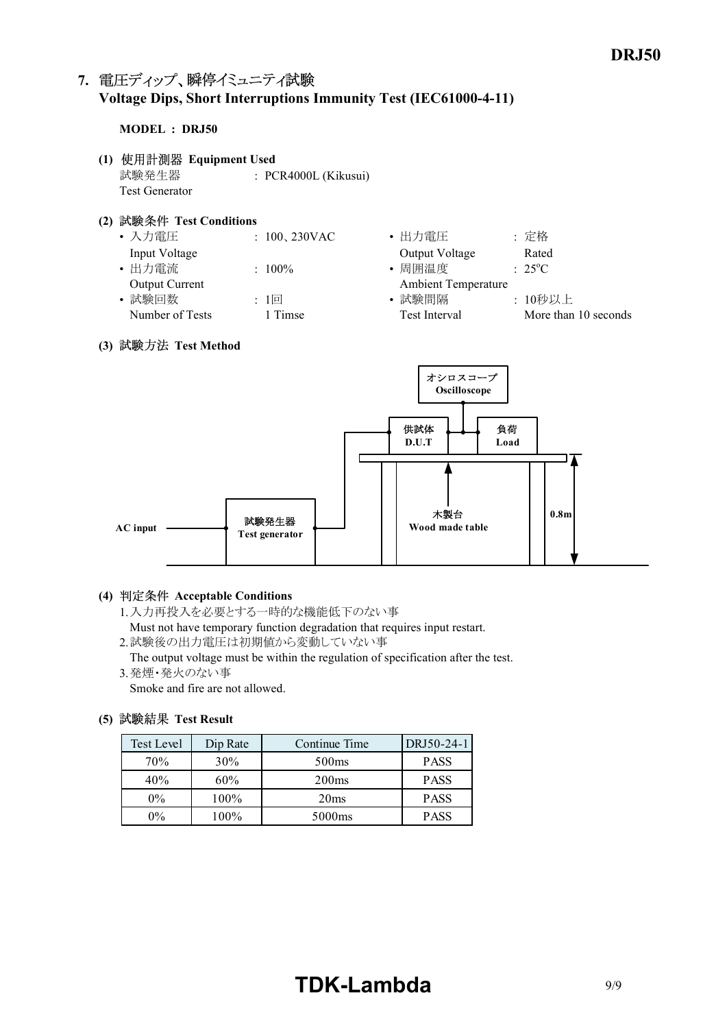## 7. 電圧ディップ､瞬停イミュニティ試験
## Voltage Dips, Short Interruptions Immunity Test (IEC61000-4-11)

**MODEL : DRJ50**

**(1) 使用計測器 Equipment Used**

試験発生器 : PCR4000L (Kikusui)
Test Generator

**(2) 試験条件 Test Conditions**

- 入力電圧 : 100､230VAC
  Input Voltage
- 出力電流 : 100%
  Output Current
- 試験回数 : 1回
  Number of Tests 1 Timse
- 出力電圧 : 定格
  Output Voltage Rated
- 周囲温度 : 25°C
  Ambient Temperature
- 試験間隔 : 10秒以上
  Test Interval More than 10 seconds

**(3) 試験方法 Test Method**

オシロスコープ
Oscilloscope

供試体
D.U.T

負荷
Load

AC input

試験発生器
Test generator

木製台
Wood made table

0.8m

**(4) 判定条件 Acceptable Conditions**

1. 入力再投入を必要とする一時的な機能低下のない事
   Must not have temporary function degradation that requires input restart.
2. 試験後の出力電圧は初期値から変動していない事
   The output voltage must be within the regulation of specification after the test.
3. 発煙･発火のない事
   Smoke and fire are not allowed.

**(5) 試験結果 Test Result**

| Test Level | Dip Rate | Continue Time | DRJ50-24-1 |
|---|---|---|---|
| 70% | 30% | 500ms | PASS |
| 40% | 60% | 200ms | PASS |
| 0% | 100% | 20ms | PASS |
| 0% | 100% | 5000ms | PASS |